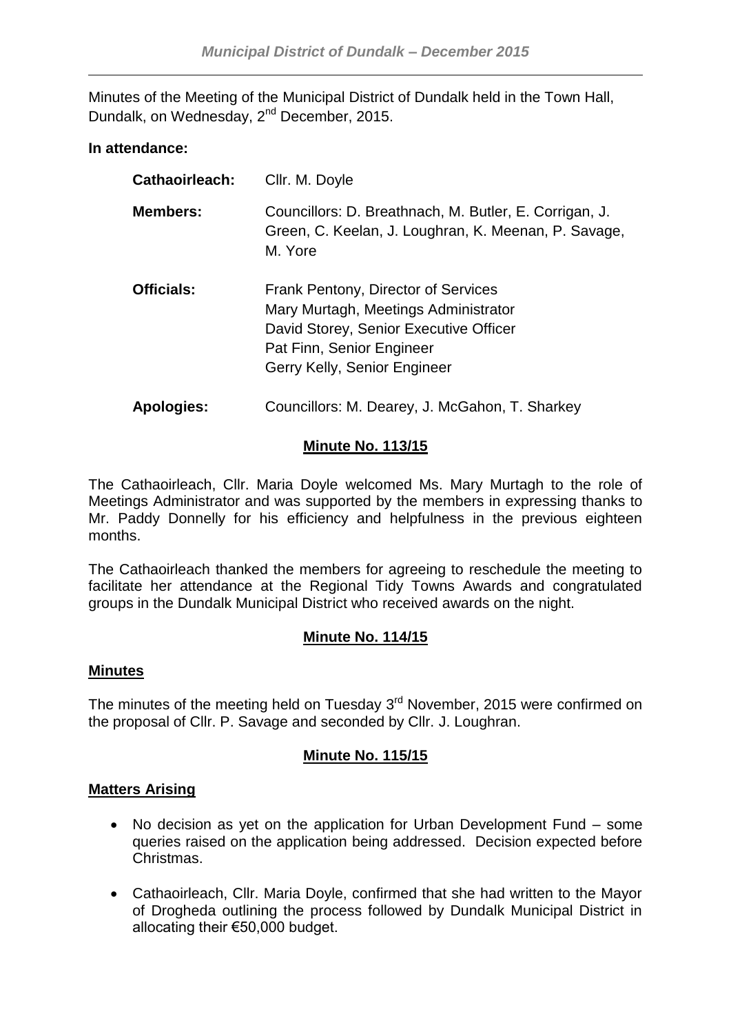Minutes of the Meeting of the Municipal District of Dundalk held in the Town Hall, Dundalk, on Wednesday, 2nd December, 2015.

**In attendance:**

| | |
|---|---|
| **Cathaoirleach:** | Cllr. M. Doyle |
| **Members:** | Councillors: D. Breathnach, M. Butler, E. Corrigan, J. Green, C. Keelan, J. Loughran, K. Meenan, P. Savage, M. Yore |
| **Officials:** | Frank Pentony, Director of Services<br>Mary Murtagh, Meetings Administrator<br>David Storey, Senior Executive Officer<br>Pat Finn, Senior Engineer<br>Gerry Kelly, Senior Engineer |
| **Apologies:** | Councillors: M. Dearey, J. McGahon, T. Sharkey |

## Minute No. 113/15

The Cathaoirleach, Cllr. Maria Doyle welcomed Ms. Mary Murtagh to the role of Meetings Administrator and was supported by the members in expressing thanks to Mr. Paddy Donnelly for his efficiency and helpfulness in the previous eighteen months.

The Cathaoirleach thanked the members for agreeing to reschedule the meeting to facilitate her attendance at the Regional Tidy Towns Awards and congratulated groups in the Dundalk Municipal District who received awards on the night.

## Minute No. 114/15

### Minutes

The minutes of the meeting held on Tuesday 3rd November, 2015 were confirmed on the proposal of Cllr. P. Savage and seconded by Cllr. J. Loughran.

## Minute No. 115/15

### Matters Arising

- No decision as yet on the application for Urban Development Fund – some queries raised on the application being addressed. Decision expected before Christmas.
- Cathaoirleach, Cllr. Maria Doyle, confirmed that she had written to the Mayor of Drogheda outlining the process followed by Dundalk Municipal District in allocating their €50,000 budget.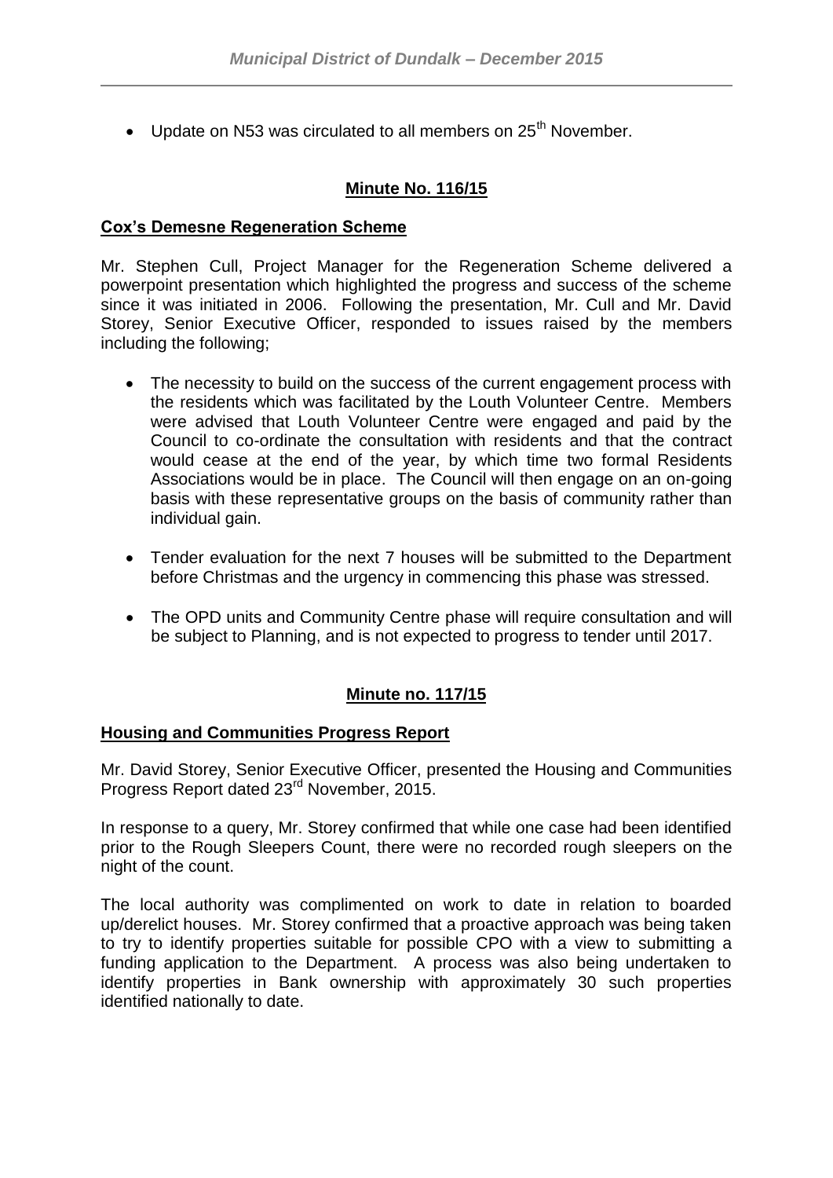- Update on N53 was circulated to all members on 25th November.

## Minute No. 116/15

### Cox's Demesne Regeneration Scheme

Mr. Stephen Cull, Project Manager for the Regeneration Scheme delivered a powerpoint presentation which highlighted the progress and success of the scheme since it was initiated in 2006. Following the presentation, Mr. Cull and Mr. David Storey, Senior Executive Officer, responded to issues raised by the members including the following;

- The necessity to build on the success of the current engagement process with the residents which was facilitated by the Louth Volunteer Centre. Members were advised that Louth Volunteer Centre were engaged and paid by the Council to co-ordinate the consultation with residents and that the contract would cease at the end of the year, by which time two formal Residents Associations would be in place. The Council will then engage on an on-going basis with these representative groups on the basis of community rather than individual gain.
- Tender evaluation for the next 7 houses will be submitted to the Department before Christmas and the urgency in commencing this phase was stressed.
- The OPD units and Community Centre phase will require consultation and will be subject to Planning, and is not expected to progress to tender until 2017.

## Minute no. 117/15

### Housing and Communities Progress Report

Mr. David Storey, Senior Executive Officer, presented the Housing and Communities Progress Report dated 23rd November, 2015.

In response to a query, Mr. Storey confirmed that while one case had been identified prior to the Rough Sleepers Count, there were no recorded rough sleepers on the night of the count.

The local authority was complimented on work to date in relation to boarded up/derelict houses. Mr. Storey confirmed that a proactive approach was being taken to try to identify properties suitable for possible CPO with a view to submitting a funding application to the Department. A process was also being undertaken to identify properties in Bank ownership with approximately 30 such properties identified nationally to date.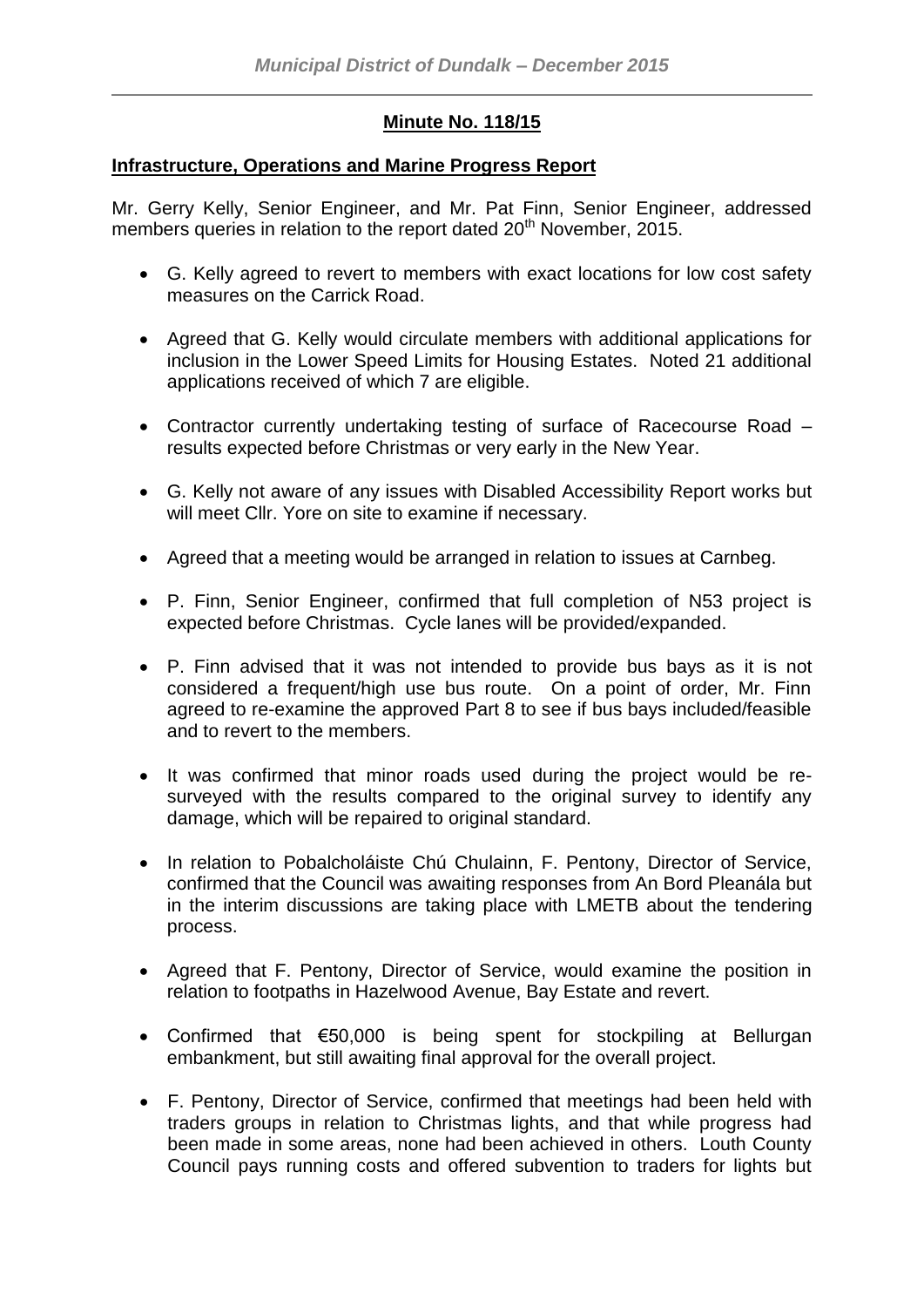## Minute No. 118/15

### Infrastructure, Operations and Marine Progress Report

Mr. Gerry Kelly, Senior Engineer, and Mr. Pat Finn, Senior Engineer, addressed members queries in relation to the report dated 20th November, 2015.

- G. Kelly agreed to revert to members with exact locations for low cost safety measures on the Carrick Road.
- Agreed that G. Kelly would circulate members with additional applications for inclusion in the Lower Speed Limits for Housing Estates. Noted 21 additional applications received of which 7 are eligible.
- Contractor currently undertaking testing of surface of Racecourse Road – results expected before Christmas or very early in the New Year.
- G. Kelly not aware of any issues with Disabled Accessibility Report works but will meet Cllr. Yore on site to examine if necessary.
- Agreed that a meeting would be arranged in relation to issues at Carnbeg.
- P. Finn, Senior Engineer, confirmed that full completion of N53 project is expected before Christmas. Cycle lanes will be provided/expanded.
- P. Finn advised that it was not intended to provide bus bays as it is not considered a frequent/high use bus route. On a point of order, Mr. Finn agreed to re-examine the approved Part 8 to see if bus bays included/feasible and to revert to the members.
- It was confirmed that minor roads used during the project would be re-surveyed with the results compared to the original survey to identify any damage, which will be repaired to original standard.
- In relation to Pobalcholáiste Chú Chulainn, F. Pentony, Director of Service, confirmed that the Council was awaiting responses from An Bord Pleanála but in the interim discussions are taking place with LMETB about the tendering process.
- Agreed that F. Pentony, Director of Service, would examine the position in relation to footpaths in Hazelwood Avenue, Bay Estate and revert.
- Confirmed that €50,000 is being spent for stockpiling at Bellurgan embankment, but still awaiting final approval for the overall project.
- F. Pentony, Director of Service, confirmed that meetings had been held with traders groups in relation to Christmas lights, and that while progress had been made in some areas, none had been achieved in others. Louth County Council pays running costs and offered subvention to traders for lights but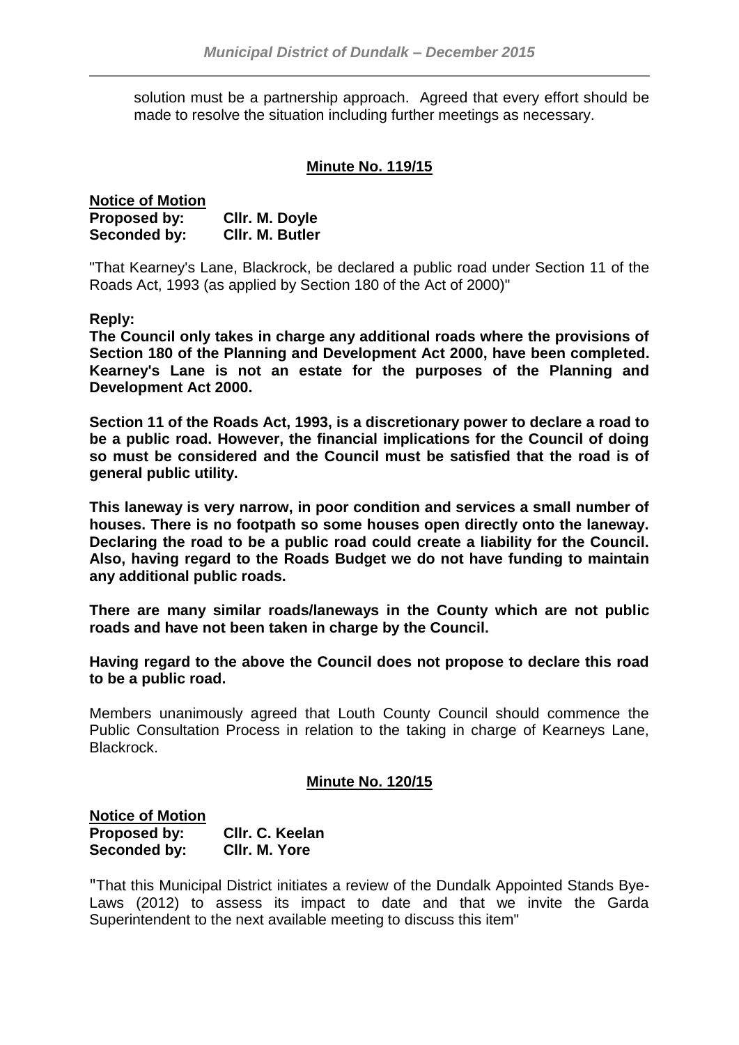solution must be a partnership approach. Agreed that every effort should be made to resolve the situation including further meetings as necessary.

## Minute No. 119/15

**Notice of Motion**
**Proposed by: Cllr. M. Doyle**
**Seconded by: Cllr. M. Butler**

"That Kearney's Lane, Blackrock, be declared a public road under Section 11 of the Roads Act, 1993 (as applied by Section 180 of the Act of 2000)"

**Reply:**
**The Council only takes in charge any additional roads where the provisions of Section 180 of the Planning and Development Act 2000, have been completed. Kearney's Lane is not an estate for the purposes of the Planning and Development Act 2000.**

**Section 11 of the Roads Act, 1993, is a discretionary power to declare a road to be a public road. However, the financial implications for the Council of doing so must be considered and the Council must be satisfied that the road is of general public utility.**

**This laneway is very narrow, in poor condition and services a small number of houses. There is no footpath so some houses open directly onto the laneway. Declaring the road to be a public road could create a liability for the Council. Also, having regard to the Roads Budget we do not have funding to maintain any additional public roads.**

**There are many similar roads/laneways in the County which are not public roads and have not been taken in charge by the Council.**

**Having regard to the above the Council does not propose to declare this road to be a public road.**

Members unanimously agreed that Louth County Council should commence the Public Consultation Process in relation to the taking in charge of Kearneys Lane, Blackrock.

## Minute No. 120/15

**Notice of Motion**
**Proposed by: Cllr. C. Keelan**
**Seconded by: Cllr. M. Yore**

"That this Municipal District initiates a review of the Dundalk Appointed Stands Bye-Laws (2012) to assess its impact to date and that we invite the Garda Superintendent to the next available meeting to discuss this item"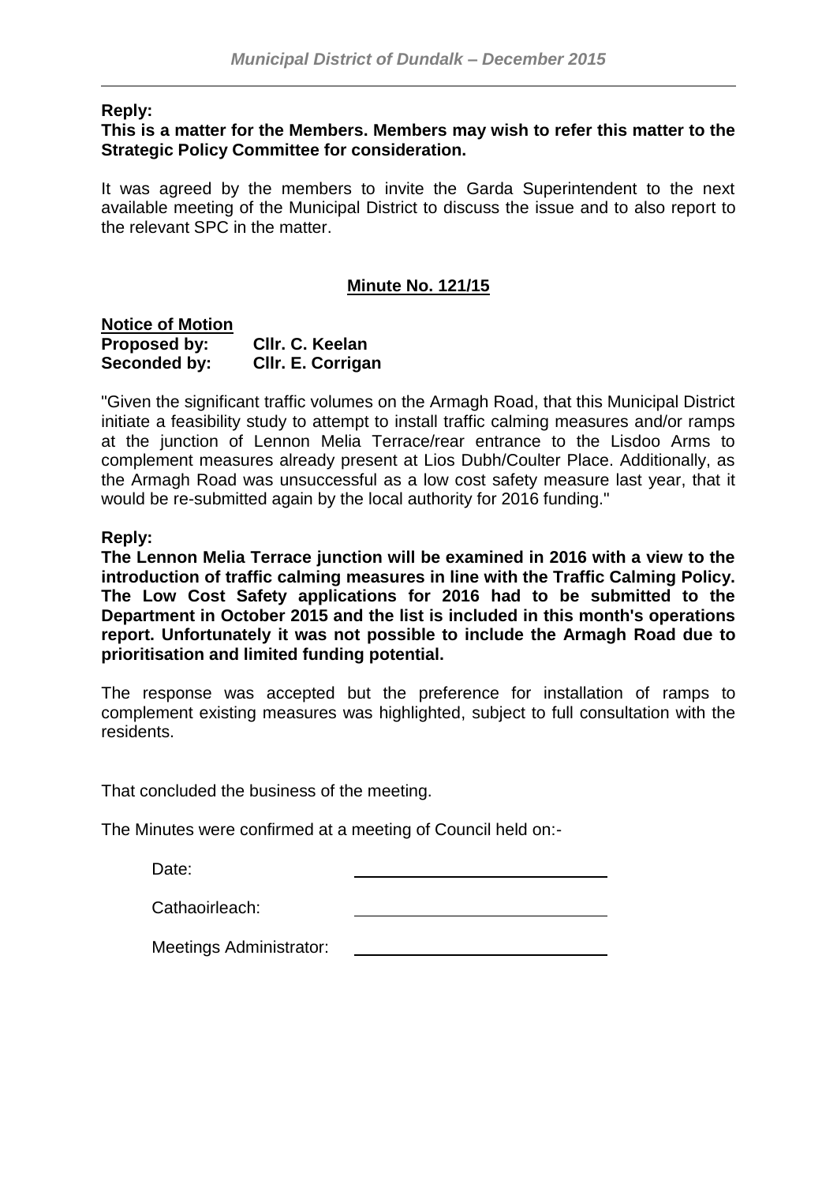**Reply:**

**This is a matter for the Members. Members may wish to refer this matter to the Strategic Policy Committee for consideration.**

It was agreed by the members to invite the Garda Superintendent to the next available meeting of the Municipal District to discuss the issue and to also report to the relevant SPC in the matter.

## Minute No. 121/15

**Notice of Motion**
**Proposed by:** **Cllr. C. Keelan**
**Seconded by:** **Cllr. E. Corrigan**

"Given the significant traffic volumes on the Armagh Road, that this Municipal District initiate a feasibility study to attempt to install traffic calming measures and/or ramps at the junction of Lennon Melia Terrace/rear entrance to the Lisdoo Arms to complement measures already present at Lios Dubh/Coulter Place. Additionally, as the Armagh Road was unsuccessful as a low cost safety measure last year, that it would be re-submitted again by the local authority for 2016 funding."

**Reply:**

**The Lennon Melia Terrace junction will be examined in 2016 with a view to the introduction of traffic calming measures in line with the Traffic Calming Policy. The Low Cost Safety applications for 2016 had to be submitted to the Department in October 2015 and the list is included in this month's operations report. Unfortunately it was not possible to include the Armagh Road due to prioritisation and limited funding potential.**

The response was accepted but the preference for installation of ramps to complement existing measures was highlighted, subject to full consultation with the residents.

That concluded the business of the meeting.

The Minutes were confirmed at a meeting of Council held on:-

Date: ____________________

Cathaoirleach: ____________________

Meetings Administrator: ____________________